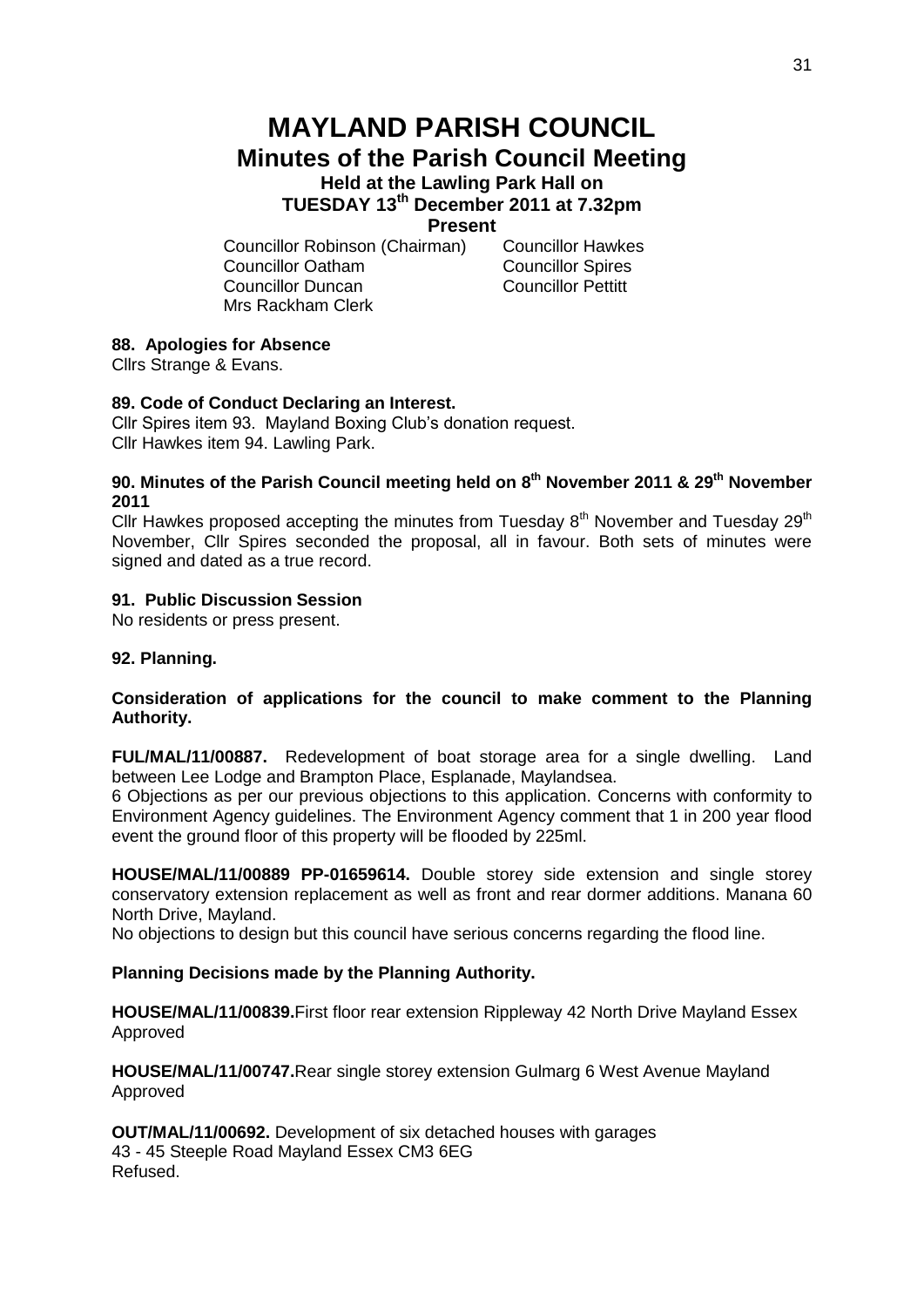# MAYLAND PARISH COUNCIL

## Minutes of the Parish Council Meeting

### Held at the Lawling Park Hall on TUESDAY 13th December 2011 at 7.32pm

**Present**

Councillor Robinson (Chairman)
Councillor Hawkes
Councillor Oatham
Councillor Spires
Councillor Duncan
Councillor Pettitt
Mrs Rackham Clerk

**88. Apologies for Absence**

Cllrs Strange & Evans.

**89. Code of Conduct Declaring an Interest.**

Cllr Spires item 93. Mayland Boxing Club's donation request.
Cllr Hawkes item 94. Lawling Park.

**90. Minutes of the Parish Council meeting held on 8th November 2011 & 29th November 2011**

Cllr Hawkes proposed accepting the minutes from Tuesday 8th November and Tuesday 29th November, Cllr Spires seconded the proposal, all in favour. Both sets of minutes were signed and dated as a true record.

**91. Public Discussion Session**

No residents or press present.

**92. Planning.**

**Consideration of applications for the council to make comment to the Planning Authority.**

**FUL/MAL/11/00887.** Redevelopment of boat storage area for a single dwelling. Land between Lee Lodge and Brampton Place, Esplanade, Maylandsea.
6 Objections as per our previous objections to this application. Concerns with conformity to Environment Agency guidelines. The Environment Agency comment that 1 in 200 year flood event the ground floor of this property will be flooded by 225ml.

**HOUSE/MAL/11/00889 PP-01659614.** Double storey side extension and single storey conservatory extension replacement as well as front and rear dormer additions. Manana 60 North Drive, Mayland.
No objections to design but this council have serious concerns regarding the flood line.

**Planning Decisions made by the Planning Authority.**

**HOUSE/MAL/11/00839.**First floor rear extension Rippleway 42 North Drive Mayland Essex
Approved

**HOUSE/MAL/11/00747.**Rear single storey extension Gulmarg 6 West Avenue Mayland
Approved

**OUT/MAL/11/00692.** Development of six detached houses with garages
43 - 45 Steeple Road Mayland Essex CM3 6EG
Refused.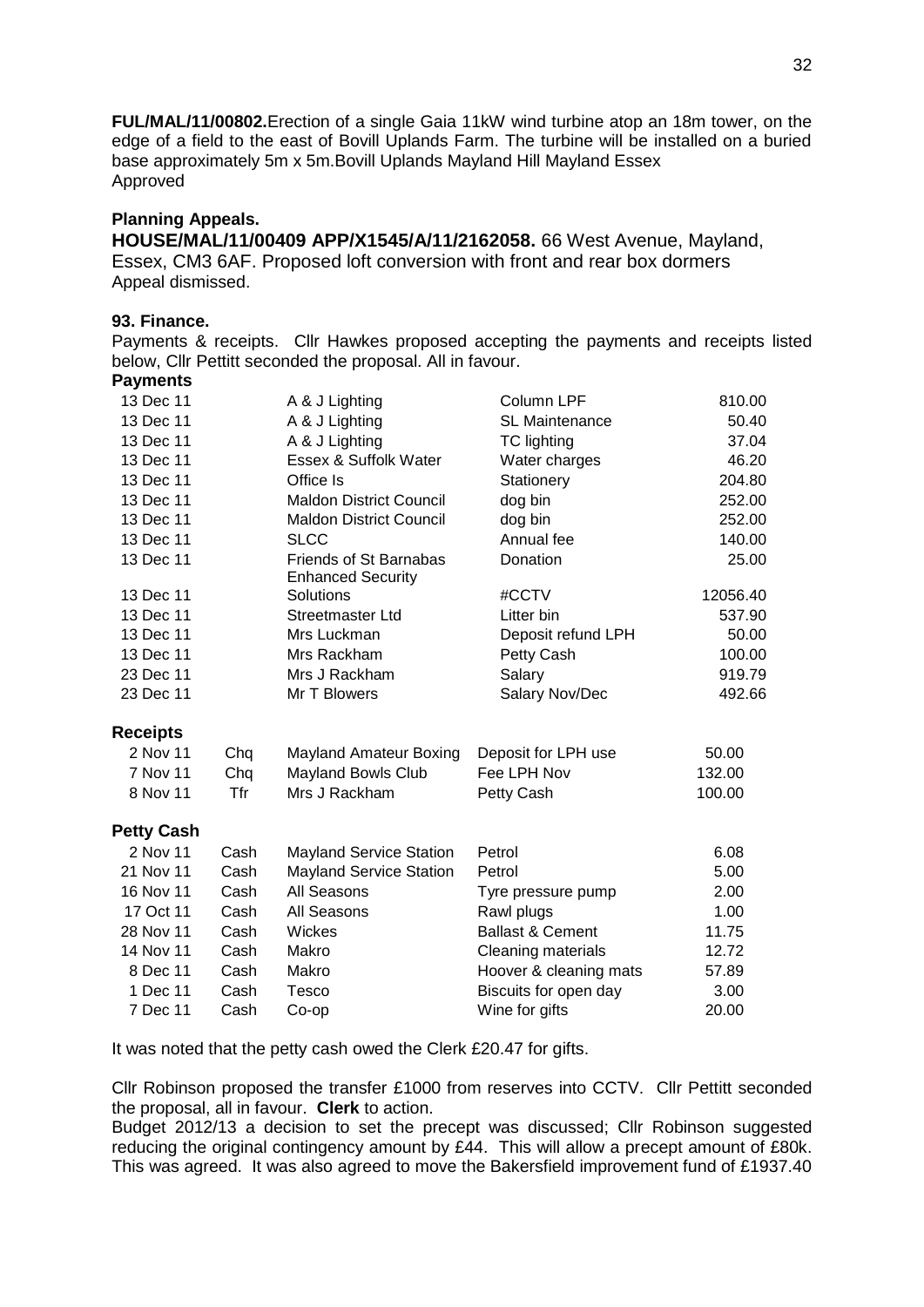**FUL/MAL/11/00802.**Erection of a single Gaia 11kW wind turbine atop an 18m tower, on the edge of a field to the east of Bovill Uplands Farm. The turbine will be installed on a buried base approximately 5m x 5m.Bovill Uplands Mayland Hill Mayland Essex
Approved

**Planning Appeals.**
**HOUSE/MAL/11/00409 APP/X1545/A/11/2162058.** 66 West Avenue, Mayland, Essex, CM3 6AF. Proposed loft conversion with front and rear box dormers
Appeal dismissed.

**93. Finance.**
Payments & receipts. Cllr Hawkes proposed accepting the payments and receipts listed below, Cllr Pettitt seconded the proposal. All in favour.

**Payments**

| | | | |
|---|---|---|---|
| 13 Dec 11 | A & J Lighting | Column LPF | 810.00 |
| 13 Dec 11 | A & J Lighting | SL Maintenance | 50.40 |
| 13 Dec 11 | A & J Lighting | TC lighting | 37.04 |
| 13 Dec 11 | Essex & Suffolk Water | Water charges | 46.20 |
| 13 Dec 11 | Office Is | Stationery | 204.80 |
| 13 Dec 11 | Maldon District Council | dog bin | 252.00 |
| 13 Dec 11 | Maldon District Council | dog bin | 252.00 |
| 13 Dec 11 | SLCC | Annual fee | 140.00 |
| 13 Dec 11 | Friends of St Barnabas | Donation | 25.00 |
| 13 Dec 11 | Enhanced Security Solutions | #CCTV | 12056.40 |
| 13 Dec 11 | Streetmaster Ltd | Litter bin | 537.90 |
| 13 Dec 11 | Mrs Luckman | Deposit refund LPH | 50.00 |
| 13 Dec 11 | Mrs Rackham | Petty Cash | 100.00 |
| 23 Dec 11 | Mrs J Rackham | Salary | 919.79 |
| 23 Dec 11 | Mr T Blowers | Salary Nov/Dec | 492.66 |

**Receipts**

| | | | | |
|---|---|---|---|---|
| 2 Nov 11 | Chq | Mayland Amateur Boxing | Deposit for LPH use | 50.00 |
| 7 Nov 11 | Chq | Mayland Bowls Club | Fee LPH Nov | 132.00 |
| 8 Nov 11 | Tfr | Mrs J Rackham | Petty Cash | 100.00 |

**Petty Cash**

| | | | | |
|---|---|---|---|---|
| 2 Nov 11 | Cash | Mayland Service Station | Petrol | 6.08 |
| 21 Nov 11 | Cash | Mayland Service Station | Petrol | 5.00 |
| 16 Nov 11 | Cash | All Seasons | Tyre pressure pump | 2.00 |
| 17 Oct 11 | Cash | All Seasons | Rawl plugs | 1.00 |
| 28 Nov 11 | Cash | Wickes | Ballast & Cement | 11.75 |
| 14 Nov 11 | Cash | Makro | Cleaning materials | 12.72 |
| 8 Dec 11 | Cash | Makro | Hoover & cleaning mats | 57.89 |
| 1 Dec 11 | Cash | Tesco | Biscuits for open day | 3.00 |
| 7 Dec 11 | Cash | Co-op | Wine for gifts | 20.00 |

It was noted that the petty cash owed the Clerk £20.47 for gifts.

Cllr Robinson proposed the transfer £1000 from reserves into CCTV. Cllr Pettitt seconded the proposal, all in favour. **Clerk** to action.
Budget 2012/13 a decision to set the precept was discussed; Cllr Robinson suggested reducing the original contingency amount by £44. This will allow a precept amount of £80k. This was agreed. It was also agreed to move the Bakersfield improvement fund of £1937.40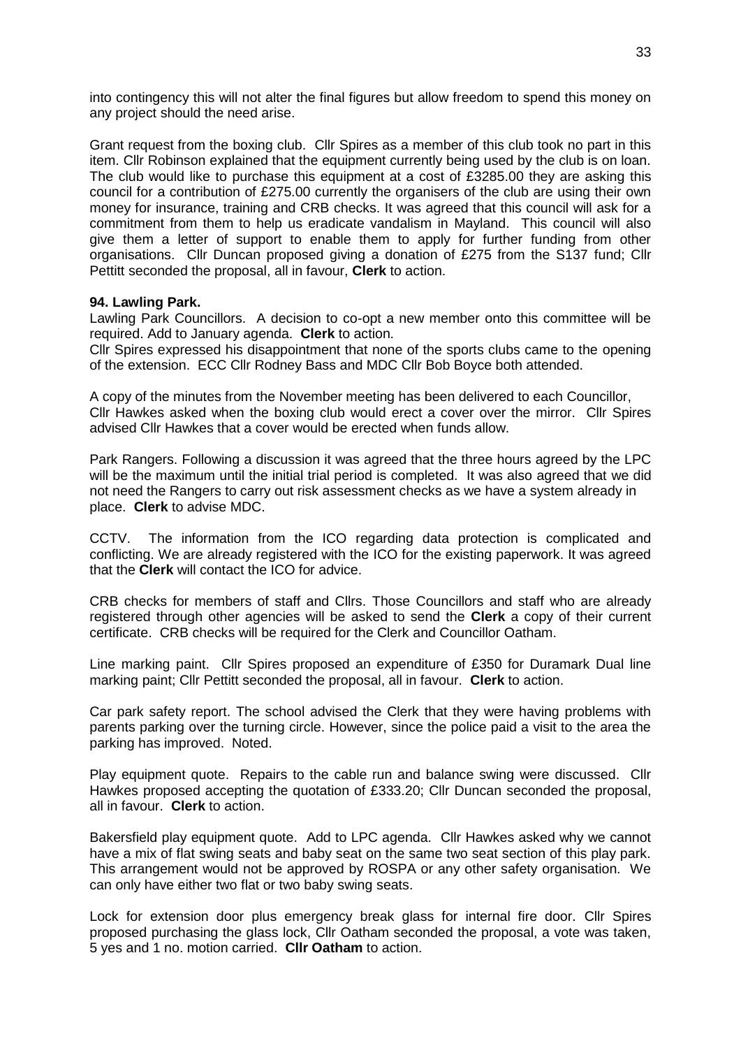into contingency this will not alter the final figures but allow freedom to spend this money on any project should the need arise.

Grant request from the boxing club. Cllr Spires as a member of this club took no part in this item. Cllr Robinson explained that the equipment currently being used by the club is on loan. The club would like to purchase this equipment at a cost of £3285.00 they are asking this council for a contribution of £275.00 currently the organisers of the club are using their own money for insurance, training and CRB checks. It was agreed that this council will ask for a commitment from them to help us eradicate vandalism in Mayland. This council will also give them a letter of support to enable them to apply for further funding from other organisations. Cllr Duncan proposed giving a donation of £275 from the S137 fund; Cllr Pettitt seconded the proposal, all in favour, **Clerk** to action.

**94. Lawling Park.**

Lawling Park Councillors. A decision to co-opt a new member onto this committee will be required. Add to January agenda. **Clerk** to action.

Cllr Spires expressed his disappointment that none of the sports clubs came to the opening of the extension. ECC Cllr Rodney Bass and MDC Cllr Bob Boyce both attended.

A copy of the minutes from the November meeting has been delivered to each Councillor, Cllr Hawkes asked when the boxing club would erect a cover over the mirror. Cllr Spires advised Cllr Hawkes that a cover would be erected when funds allow.

Park Rangers. Following a discussion it was agreed that the three hours agreed by the LPC will be the maximum until the initial trial period is completed. It was also agreed that we did not need the Rangers to carry out risk assessment checks as we have a system already in place. **Clerk** to advise MDC.

CCTV. The information from the ICO regarding data protection is complicated and conflicting. We are already registered with the ICO for the existing paperwork. It was agreed that the **Clerk** will contact the ICO for advice.

CRB checks for members of staff and Cllrs. Those Councillors and staff who are already registered through other agencies will be asked to send the **Clerk** a copy of their current certificate. CRB checks will be required for the Clerk and Councillor Oatham.

Line marking paint. Cllr Spires proposed an expenditure of £350 for Duramark Dual line marking paint; Cllr Pettitt seconded the proposal, all in favour. **Clerk** to action.

Car park safety report. The school advised the Clerk that they were having problems with parents parking over the turning circle. However, since the police paid a visit to the area the parking has improved. Noted.

Play equipment quote. Repairs to the cable run and balance swing were discussed. Cllr Hawkes proposed accepting the quotation of £333.20; Cllr Duncan seconded the proposal, all in favour. **Clerk** to action.

Bakersfield play equipment quote. Add to LPC agenda. Cllr Hawkes asked why we cannot have a mix of flat swing seats and baby seat on the same two seat section of this play park. This arrangement would not be approved by ROSPA or any other safety organisation. We can only have either two flat or two baby swing seats.

Lock for extension door plus emergency break glass for internal fire door. Cllr Spires proposed purchasing the glass lock, Cllr Oatham seconded the proposal, a vote was taken, 5 yes and 1 no. motion carried. **Cllr Oatham** to action.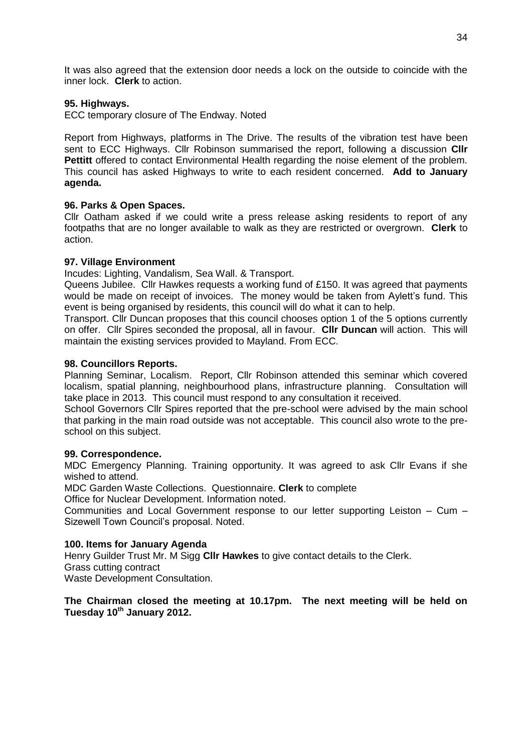It was also agreed that the extension door needs a lock on the outside to coincide with the inner lock. **Clerk** to action.

**95. Highways.**

ECC temporary closure of The Endway. Noted

Report from Highways, platforms in The Drive. The results of the vibration test have been sent to ECC Highways. Cllr Robinson summarised the report, following a discussion **Cllr Pettitt** offered to contact Environmental Health regarding the noise element of the problem. This council has asked Highways to write to each resident concerned. **Add to January agenda.**

**96. Parks & Open Spaces.**

Cllr Oatham asked if we could write a press release asking residents to report of any footpaths that are no longer available to walk as they are restricted or overgrown. **Clerk** to action.

**97. Village Environment**

Incudes: Lighting, Vandalism, Sea Wall. & Transport.

Queens Jubilee. Cllr Hawkes requests a working fund of £150. It was agreed that payments would be made on receipt of invoices. The money would be taken from Aylett's fund. This event is being organised by residents, this council will do what it can to help.

Transport. Cllr Duncan proposes that this council chooses option 1 of the 5 options currently on offer. Cllr Spires seconded the proposal, all in favour. **Cllr Duncan** will action. This will maintain the existing services provided to Mayland. From ECC.

**98. Councillors Reports.**

Planning Seminar, Localism. Report, Cllr Robinson attended this seminar which covered localism, spatial planning, neighbourhood plans, infrastructure planning. Consultation will take place in 2013. This council must respond to any consultation it received.

School Governors Cllr Spires reported that the pre-school were advised by the main school that parking in the main road outside was not acceptable. This council also wrote to the pre-school on this subject.

**99. Correspondence.**

MDC Emergency Planning. Training opportunity. It was agreed to ask Cllr Evans if she wished to attend.

MDC Garden Waste Collections. Questionnaire. **Clerk** to complete

Office for Nuclear Development. Information noted.

Communities and Local Government response to our letter supporting Leiston – Cum – Sizewell Town Council's proposal. Noted.

**100. Items for January Agenda**

Henry Guilder Trust Mr. M Sigg **Cllr Hawkes** to give contact details to the Clerk.

Grass cutting contract

Waste Development Consultation.

**The Chairman closed the meeting at 10.17pm. The next meeting will be held on Tuesday 10th January 2012.**